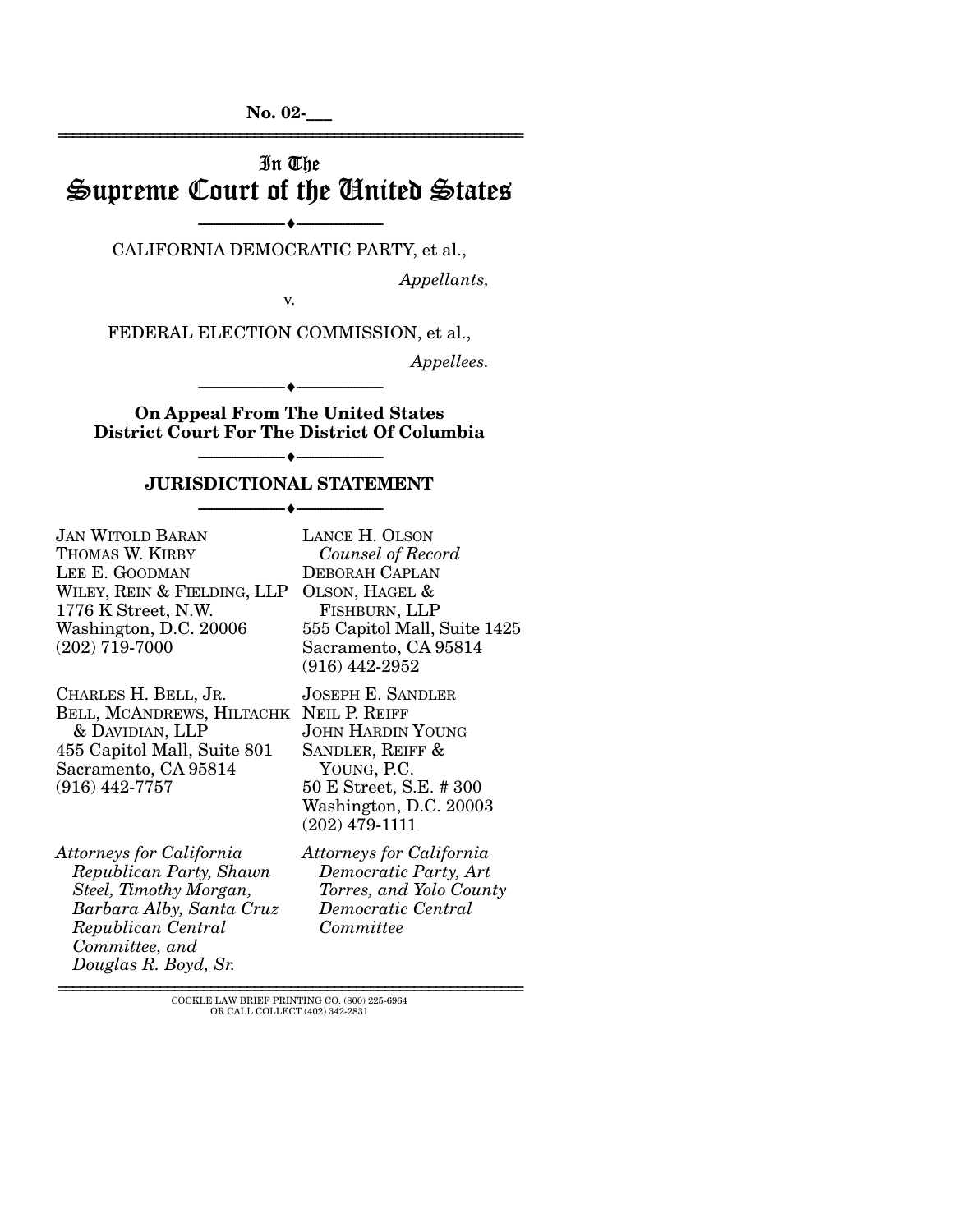**No. 02-___**

# In The
# Supreme Court of the United States

---

CALIFORNIA DEMOCRATIC PARTY, et al.,

*Appellants,*

v.

FEDERAL ELECTION COMMISSION, et al.,

*Appellees.*

---

**On Appeal From The United States District Court For The District Of Columbia**

---

**JURISDICTIONAL STATEMENT**

---

JAN WITOLD BARAN
THOMAS W. KIRBY
LEE E. GOODMAN
WILEY, REIN & FIELDING, LLP
1776 K Street, N.W.
Washington, D.C. 20006
(202) 719-7000

CHARLES H. BELL, JR.
BELL, MCANDREWS, HILTACHK & DAVIDIAN, LLP
455 Capitol Mall, Suite 801
Sacramento, CA 95814
(916) 442-7757

*Attorneys for California Republican Party, Shawn Steel, Timothy Morgan, Barbara Alby, Santa Cruz Republican Central Committee, and Douglas R. Boyd, Sr.*

LANCE H. OLSON
*Counsel of Record*
DEBORAH CAPLAN
OLSON, HAGEL & FISHBURN, LLP
555 Capitol Mall, Suite 1425
Sacramento, CA 95814
(916) 442-2952

JOSEPH E. SANDLER
NEIL P. REIFF
JOHN HARDIN YOUNG
SANDLER, REIFF & YOUNG, P.C.
50 E Street, S.E. # 300
Washington, D.C. 20003
(202) 479-1111

*Attorneys for California Democratic Party, Art Torres, and Yolo County Democratic Central Committee*

---

COCKLE LAW BRIEF PRINTING CO. (800) 225-6964
OR CALL COLLECT (402) 342-2831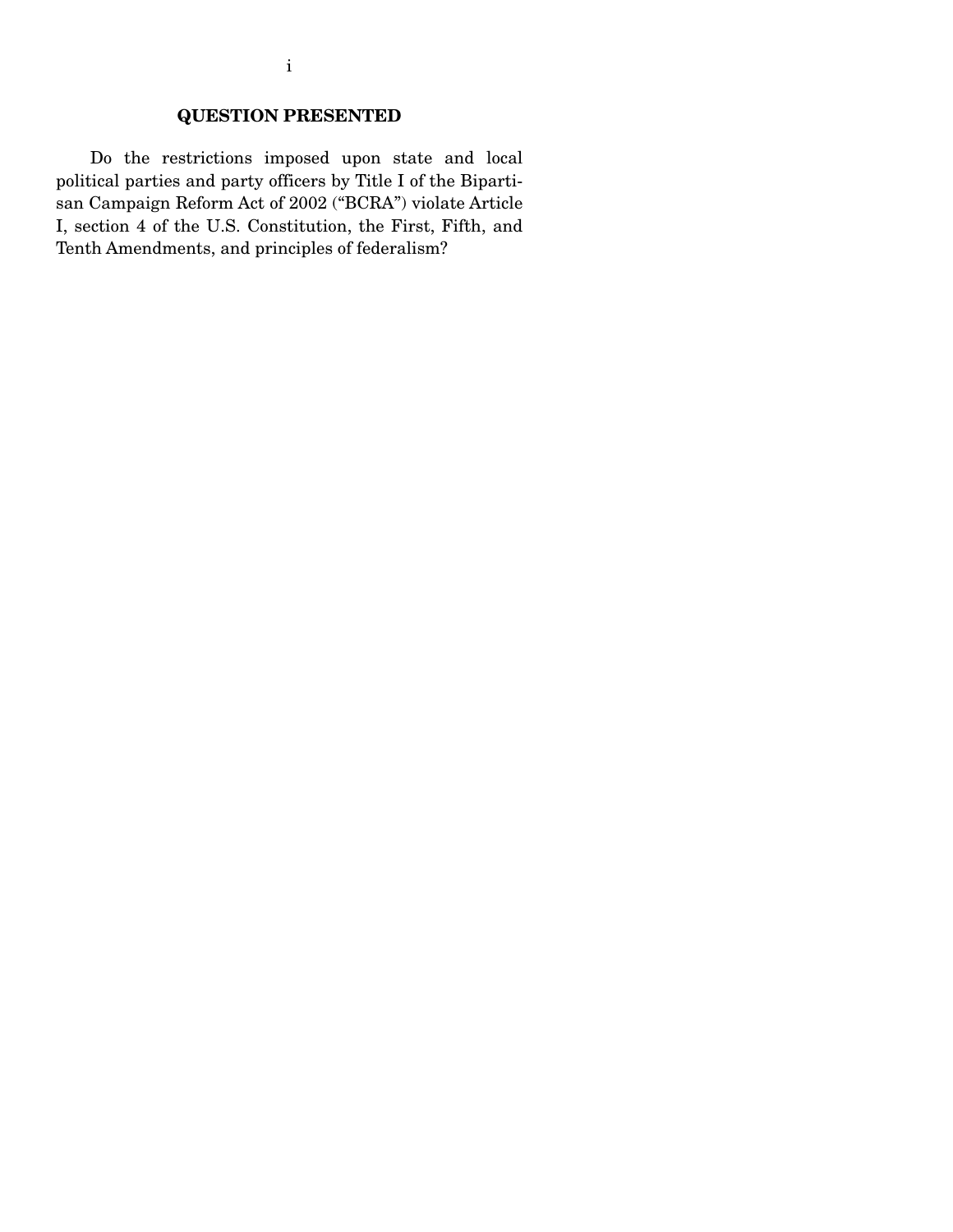## QUESTION PRESENTED

Do the restrictions imposed upon state and local political parties and party officers by Title I of the Bipartisan Campaign Reform Act of 2002 ("BCRA") violate Article I, section 4 of the U.S. Constitution, the First, Fifth, and Tenth Amendments, and principles of federalism?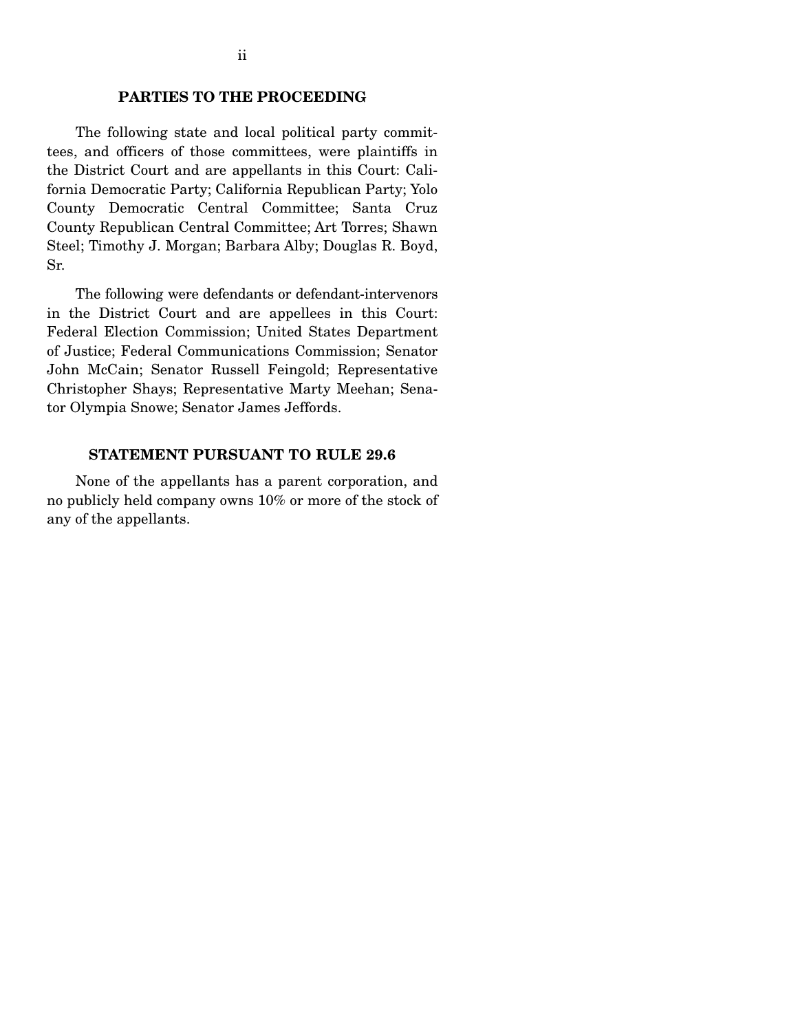## PARTIES TO THE PROCEEDING

The following state and local political party committees, and officers of those committees, were plaintiffs in the District Court and are appellants in this Court: California Democratic Party; California Republican Party; Yolo County Democratic Central Committee; Santa Cruz County Republican Central Committee; Art Torres; Shawn Steel; Timothy J. Morgan; Barbara Alby; Douglas R. Boyd, Sr.

The following were defendants or defendant-intervenors in the District Court and are appellees in this Court: Federal Election Commission; United States Department of Justice; Federal Communications Commission; Senator John McCain; Senator Russell Feingold; Representative Christopher Shays; Representative Marty Meehan; Senator Olympia Snowe; Senator James Jeffords.

## STATEMENT PURSUANT TO RULE 29.6

None of the appellants has a parent corporation, and no publicly held company owns 10% or more of the stock of any of the appellants.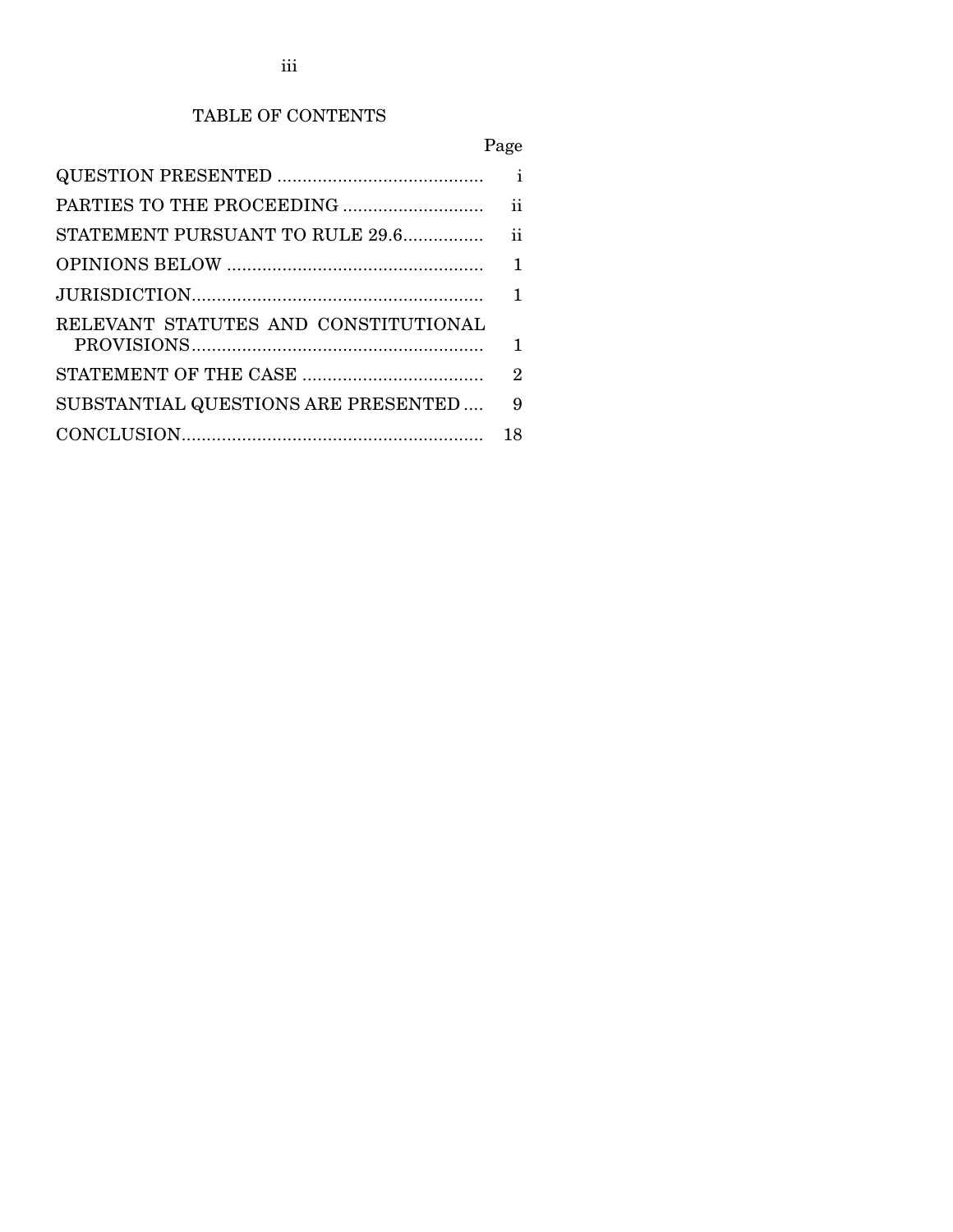# TABLE OF CONTENTS

| | Page |
|---|---|
| QUESTION PRESENTED | i |
| PARTIES TO THE PROCEEDING | ii |
| STATEMENT PURSUANT TO RULE 29.6 | ii |
| OPINIONS BELOW | 1 |
| JURISDICTION | 1 |
| RELEVANT STATUTES AND CONSTITUTIONAL PROVISIONS | 1 |
| STATEMENT OF THE CASE | 2 |
| SUBSTANTIAL QUESTIONS ARE PRESENTED | 9 |
| CONCLUSION | 18 |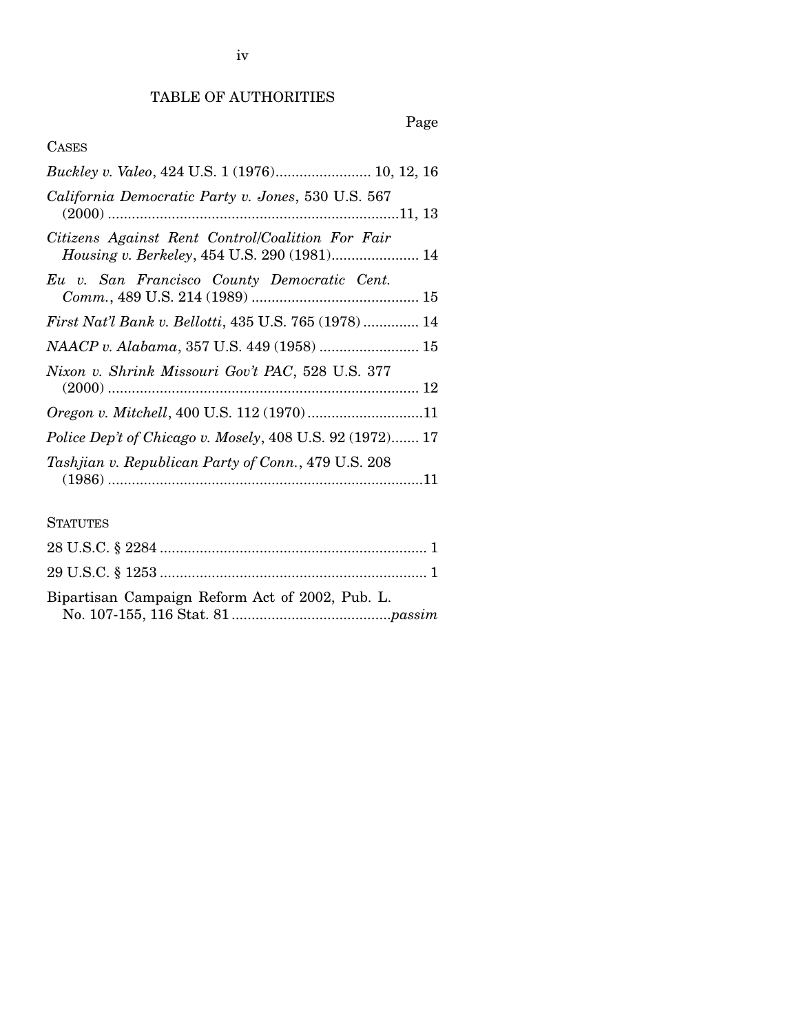# TABLE OF AUTHORITIES

Page

CASES

*Buckley v. Valeo*, 424 U.S. 1 (1976)........................ 10, 12, 16

*California Democratic Party v. Jones*, 530 U.S. 567 (2000) ........................................................................11, 13

*Citizens Against Rent Control/Coalition For Fair Housing v. Berkeley*, 454 U.S. 290 (1981)...................... 14

*Eu v. San Francisco County Democratic Cent. Comm.*, 489 U.S. 214 (1989) .......................................... 15

*First Nat'l Bank v. Bellotti*, 435 U.S. 765 (1978) .............. 14

*NAACP v. Alabama*, 357 U.S. 449 (1958) ......................... 15

*Nixon v. Shrink Missouri Gov't PAC*, 528 U.S. 377 (2000) .............................................................................. 12

*Oregon v. Mitchell*, 400 U.S. 112 (1970).............................11

*Police Dep't of Chicago v. Mosely*, 408 U.S. 92 (1972)....... 17

*Tashjian v. Republican Party of Conn.*, 479 U.S. 208 (1986) ...............................................................................11

STATUTES

28 U.S.C. § 2284 .................................................................. 1

29 U.S.C. § 1253 .................................................................. 1

Bipartisan Campaign Reform Act of 2002, Pub. L. No. 107-155, 116 Stat. 81.......................................*passim*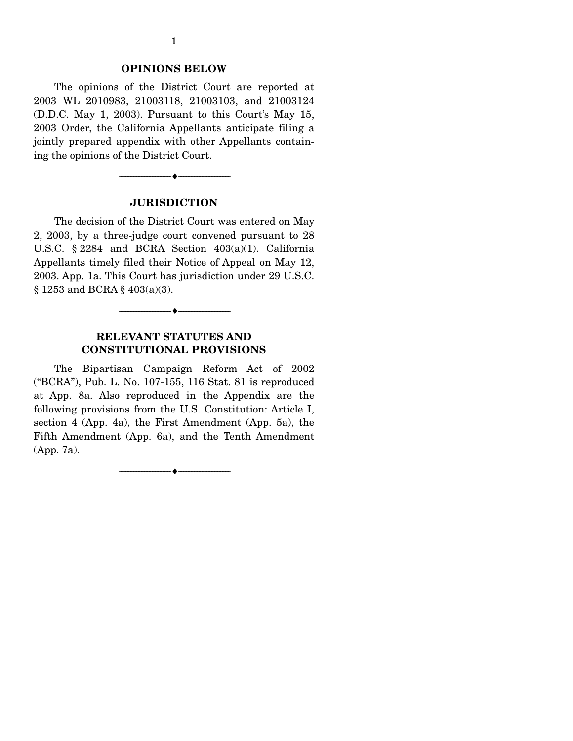## OPINIONS BELOW

The opinions of the District Court are reported at 2003 WL 2010983, 21003118, 21003103, and 21003124 (D.D.C. May 1, 2003). Pursuant to this Court's May 15, 2003 Order, the California Appellants anticipate filing a jointly prepared appendix with other Appellants containing the opinions of the District Court.

---

## JURISDICTION

The decision of the District Court was entered on May 2, 2003, by a three-judge court convened pursuant to 28 U.S.C. § 2284 and BCRA Section 403(a)(1). California Appellants timely filed their Notice of Appeal on May 12, 2003. App. 1a. This Court has jurisdiction under 29 U.S.C. § 1253 and BCRA § 403(a)(3).

---

## RELEVANT STATUTES AND CONSTITUTIONAL PROVISIONS

The Bipartisan Campaign Reform Act of 2002 ("BCRA"), Pub. L. No. 107-155, 116 Stat. 81 is reproduced at App. 8a. Also reproduced in the Appendix are the following provisions from the U.S. Constitution: Article I, section 4 (App. 4a), the First Amendment (App. 5a), the Fifth Amendment (App. 6a), and the Tenth Amendment (App. 7a).

---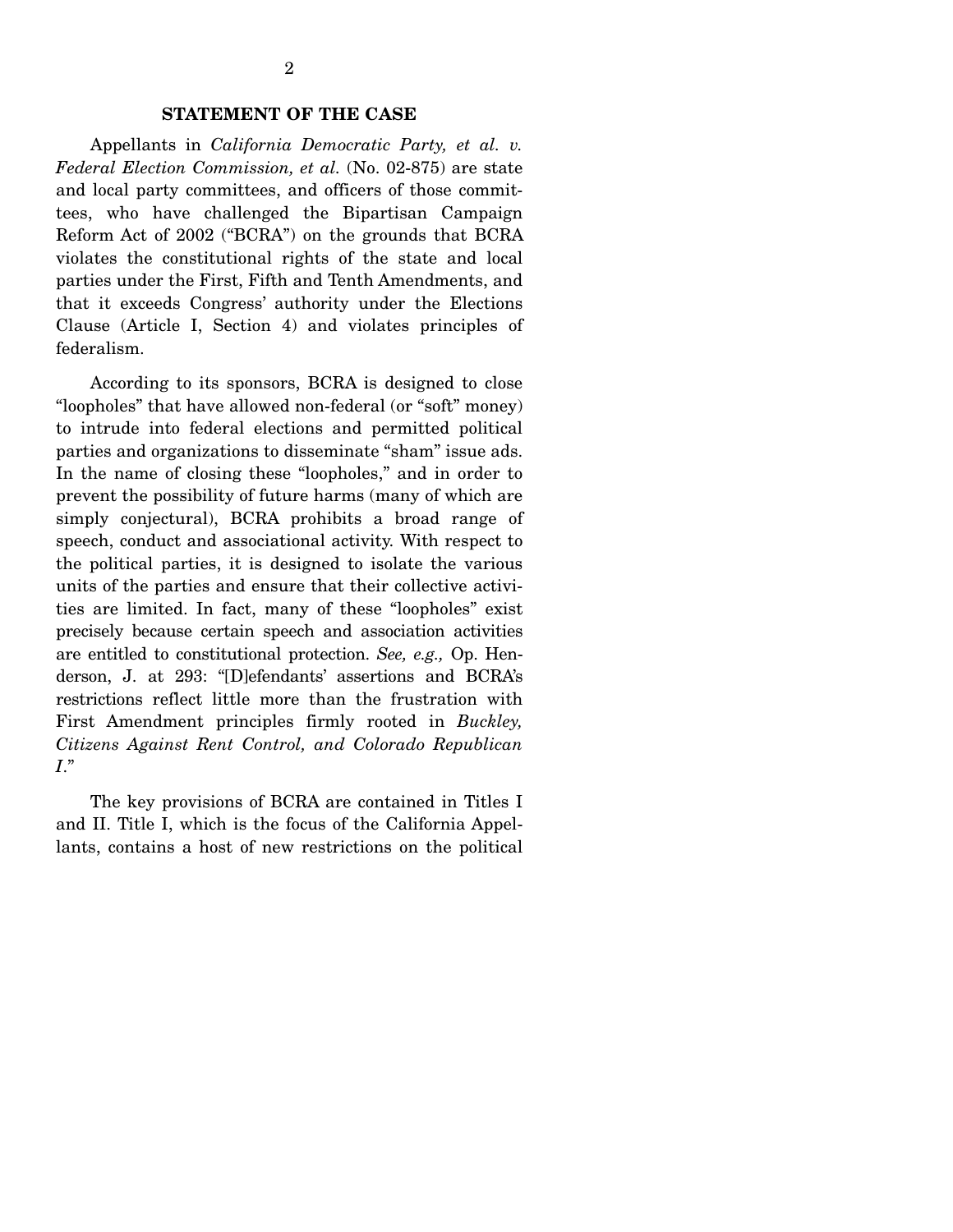## STATEMENT OF THE CASE

Appellants in *California Democratic Party, et al. v. Federal Election Commission, et al.* (No. 02-875) are state and local party committees, and officers of those committees, who have challenged the Bipartisan Campaign Reform Act of 2002 ("BCRA") on the grounds that BCRA violates the constitutional rights of the state and local parties under the First, Fifth and Tenth Amendments, and that it exceeds Congress' authority under the Elections Clause (Article I, Section 4) and violates principles of federalism.

According to its sponsors, BCRA is designed to close "loopholes" that have allowed non-federal (or "soft" money) to intrude into federal elections and permitted political parties and organizations to disseminate "sham" issue ads. In the name of closing these "loopholes," and in order to prevent the possibility of future harms (many of which are simply conjectural), BCRA prohibits a broad range of speech, conduct and associational activity. With respect to the political parties, it is designed to isolate the various units of the parties and ensure that their collective activities are limited. In fact, many of these "loopholes" exist precisely because certain speech and association activities are entitled to constitutional protection. *See, e.g.,* Op. Henderson, J. at 293: "[D]efendants' assertions and BCRA's restrictions reflect little more than the frustration with First Amendment principles firmly rooted in *Buckley, Citizens Against Rent Control, and Colorado Republican I*."

The key provisions of BCRA are contained in Titles I and II. Title I, which is the focus of the California Appellants, contains a host of new restrictions on the political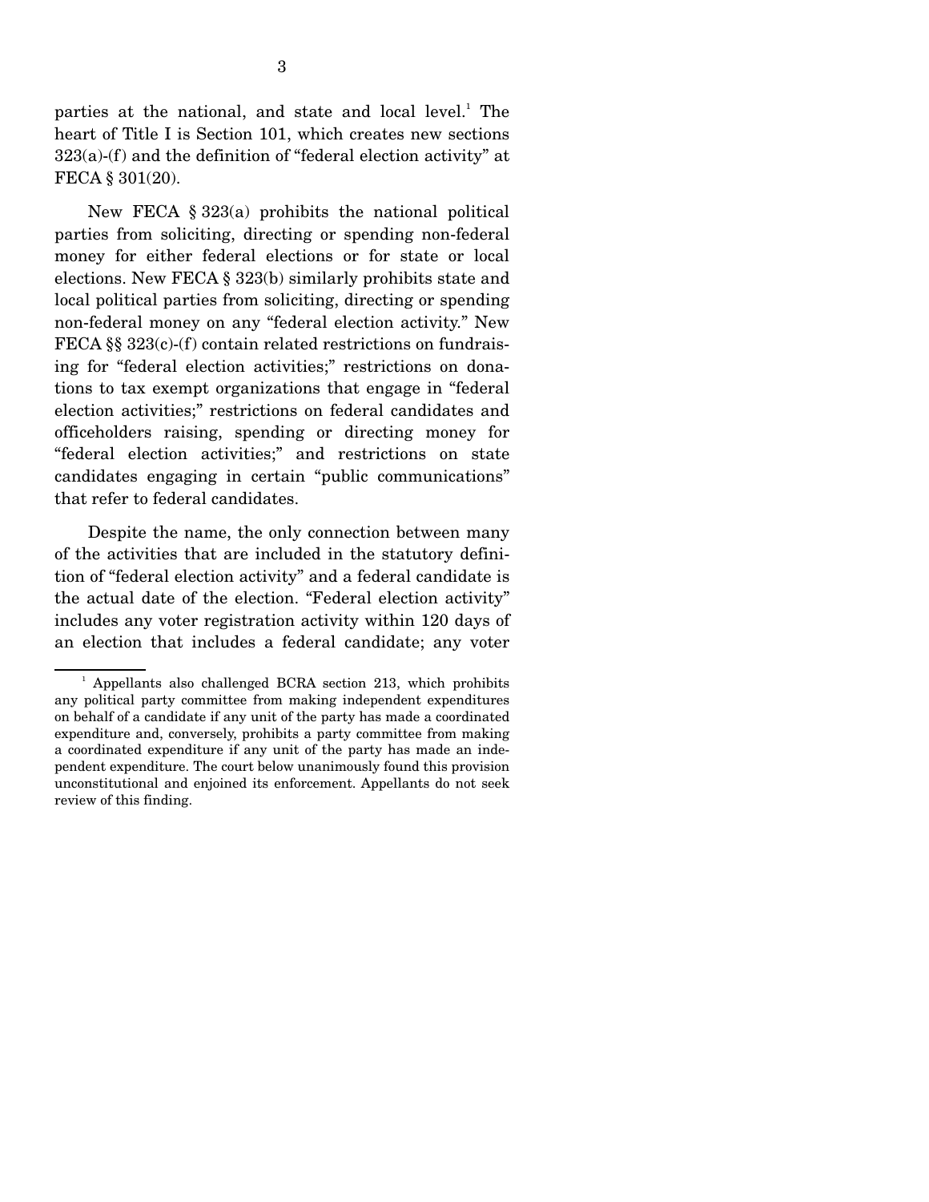parties at the national, and state and local level.[1] The heart of Title I is Section 101, which creates new sections 323(a)-(f) and the definition of "federal election activity" at FECA § 301(20).

New FECA § 323(a) prohibits the national political parties from soliciting, directing or spending non-federal money for either federal elections or for state or local elections. New FECA § 323(b) similarly prohibits state and local political parties from soliciting, directing or spending non-federal money on any "federal election activity." New FECA §§ 323(c)-(f) contain related restrictions on fundraising for "federal election activities;" restrictions on donations to tax exempt organizations that engage in "federal election activities;" restrictions on federal candidates and officeholders raising, spending or directing money for "federal election activities;" and restrictions on state candidates engaging in certain "public communications" that refer to federal candidates.

Despite the name, the only connection between many of the activities that are included in the statutory definition of "federal election activity" and a federal candidate is the actual date of the election. "Federal election activity" includes any voter registration activity within 120 days of an election that includes a federal candidate; any voter

[1] Appellants also challenged BCRA section 213, which prohibits any political party committee from making independent expenditures on behalf of a candidate if any unit of the party has made a coordinated expenditure and, conversely, prohibits a party committee from making a coordinated expenditure if any unit of the party has made an independent expenditure. The court below unanimously found this provision unconstitutional and enjoined its enforcement. Appellants do not seek review of this finding.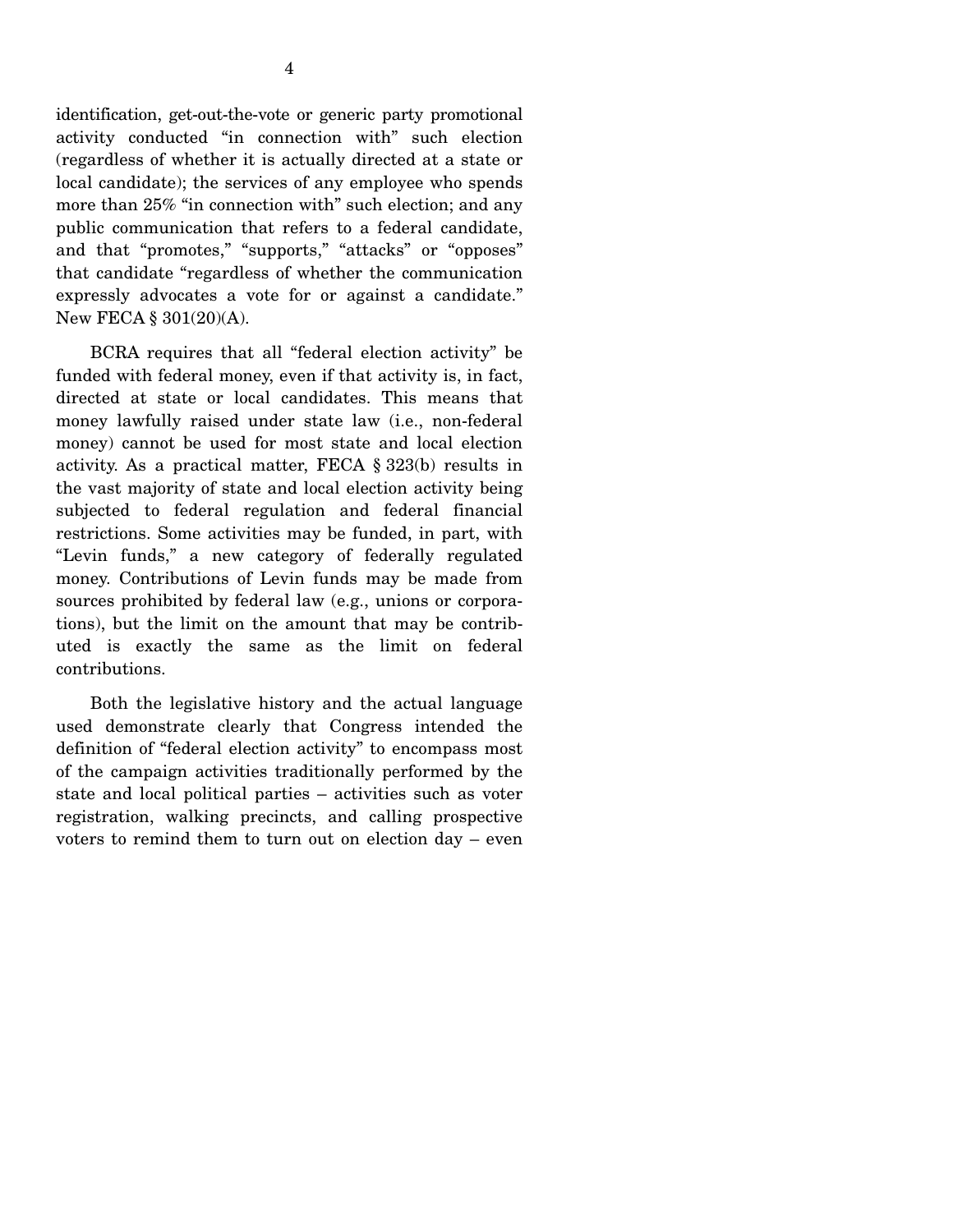identification, get-out-the-vote or generic party promotional activity conducted "in connection with" such election (regardless of whether it is actually directed at a state or local candidate); the services of any employee who spends more than 25% "in connection with" such election; and any public communication that refers to a federal candidate, and that "promotes," "supports," "attacks" or "opposes" that candidate "regardless of whether the communication expressly advocates a vote for or against a candidate." New FECA § 301(20)(A).

BCRA requires that all "federal election activity" be funded with federal money, even if that activity is, in fact, directed at state or local candidates. This means that money lawfully raised under state law (i.e., non-federal money) cannot be used for most state and local election activity. As a practical matter, FECA § 323(b) results in the vast majority of state and local election activity being subjected to federal regulation and federal financial restrictions. Some activities may be funded, in part, with "Levin funds," a new category of federally regulated money. Contributions of Levin funds may be made from sources prohibited by federal law (e.g., unions or corporations), but the limit on the amount that may be contributed is exactly the same as the limit on federal contributions.

Both the legislative history and the actual language used demonstrate clearly that Congress intended the definition of "federal election activity" to encompass most of the campaign activities traditionally performed by the state and local political parties – activities such as voter registration, walking precincts, and calling prospective voters to remind them to turn out on election day – even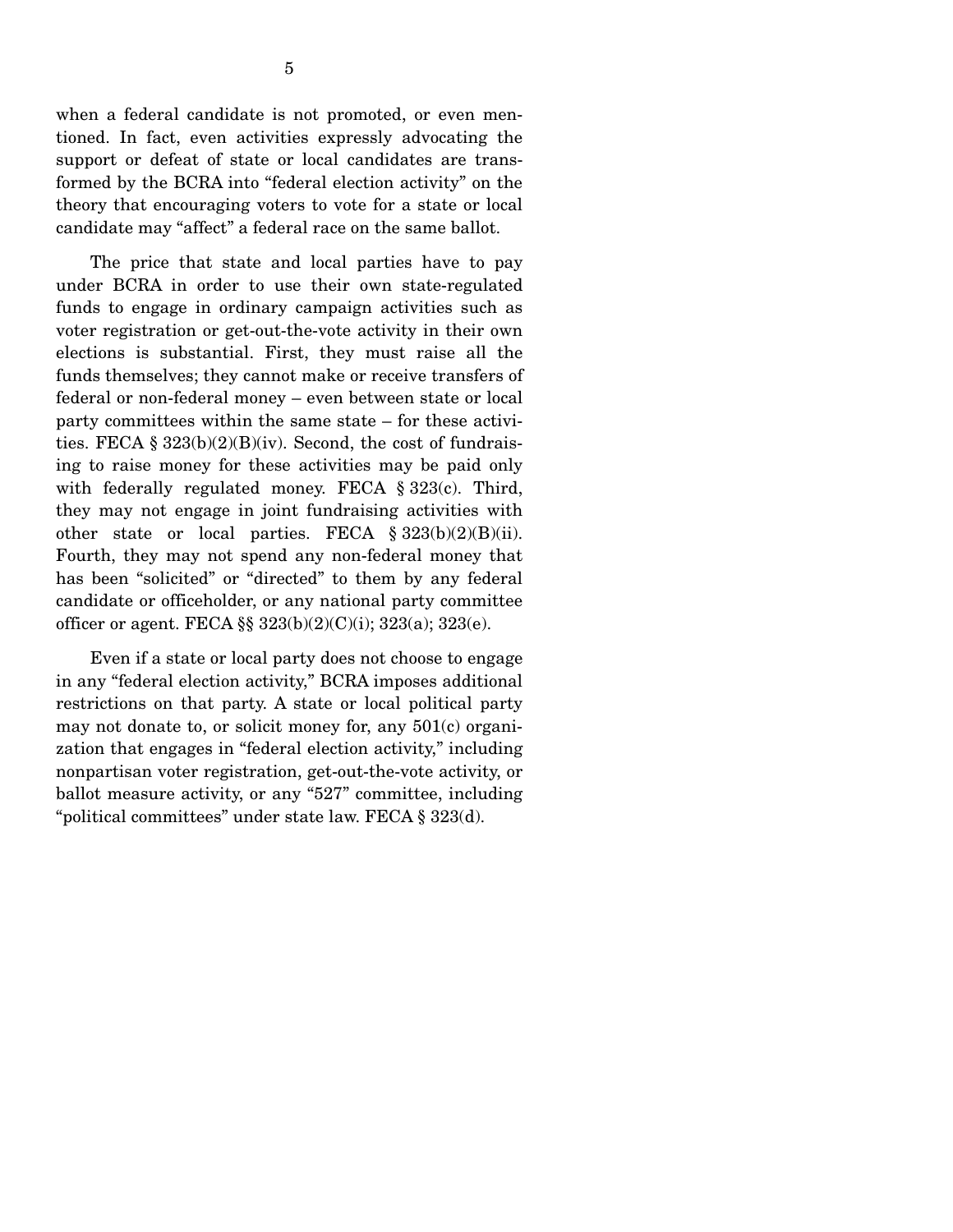when a federal candidate is not promoted, or even mentioned. In fact, even activities expressly advocating the support or defeat of state or local candidates are transformed by the BCRA into "federal election activity" on the theory that encouraging voters to vote for a state or local candidate may "affect" a federal race on the same ballot.

The price that state and local parties have to pay under BCRA in order to use their own state-regulated funds to engage in ordinary campaign activities such as voter registration or get-out-the-vote activity in their own elections is substantial. First, they must raise all the funds themselves; they cannot make or receive transfers of federal or non-federal money – even between state or local party committees within the same state – for these activities. FECA § 323(b)(2)(B)(iv). Second, the cost of fundraising to raise money for these activities may be paid only with federally regulated money. FECA § 323(c). Third, they may not engage in joint fundraising activities with other state or local parties. FECA § 323(b)(2)(B)(ii). Fourth, they may not spend any non-federal money that has been "solicited" or "directed" to them by any federal candidate or officeholder, or any national party committee officer or agent. FECA §§ 323(b)(2)(C)(i); 323(a); 323(e).

Even if a state or local party does not choose to engage in any "federal election activity," BCRA imposes additional restrictions on that party. A state or local political party may not donate to, or solicit money for, any 501(c) organization that engages in "federal election activity," including nonpartisan voter registration, get-out-the-vote activity, or ballot measure activity, or any "527" committee, including "political committees" under state law. FECA § 323(d).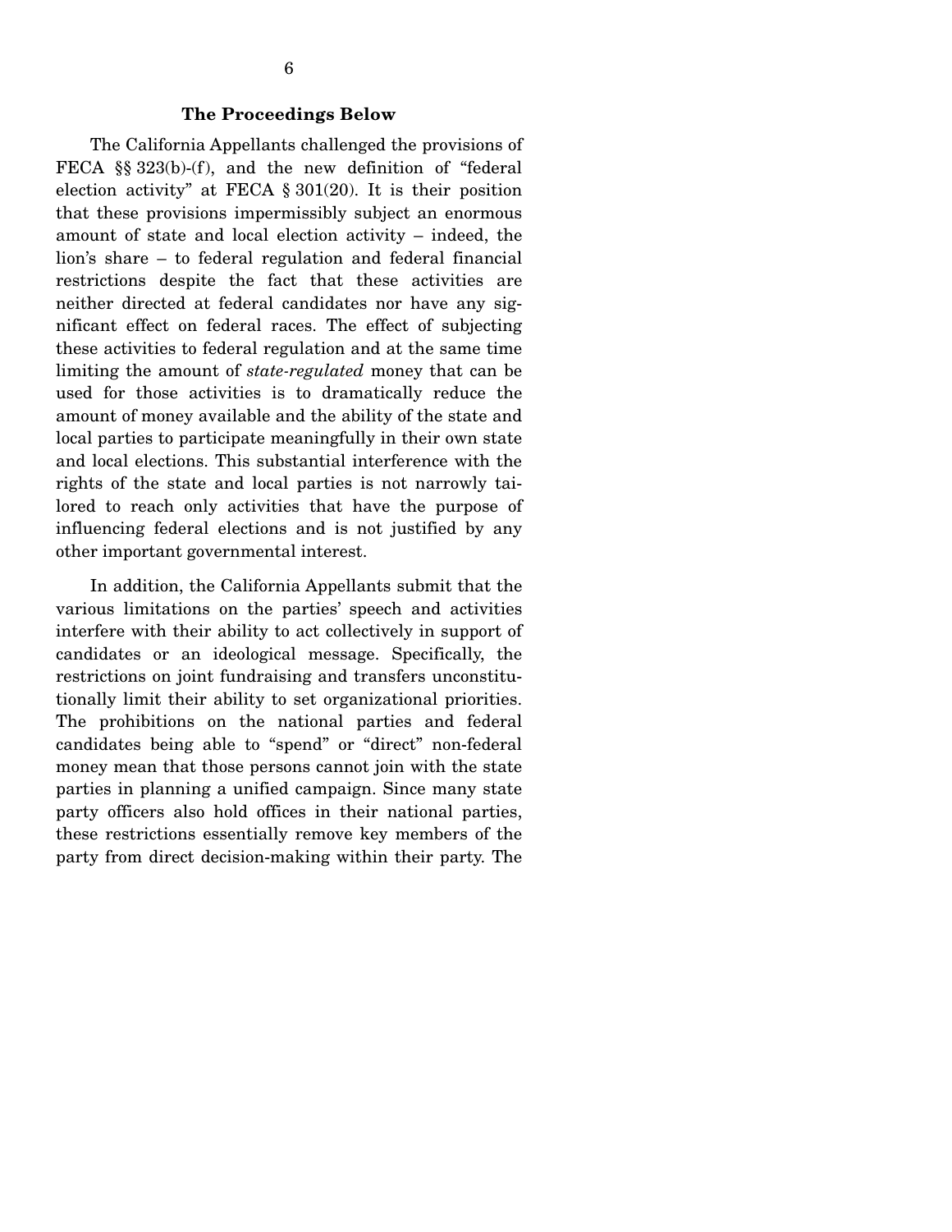**The Proceedings Below**

The California Appellants challenged the provisions of FECA §§ 323(b)-(f), and the new definition of "federal election activity" at FECA § 301(20). It is their position that these provisions impermissibly subject an enormous amount of state and local election activity – indeed, the lion's share – to federal regulation and federal financial restrictions despite the fact that these activities are neither directed at federal candidates nor have any significant effect on federal races. The effect of subjecting these activities to federal regulation and at the same time limiting the amount of *state-regulated* money that can be used for those activities is to dramatically reduce the amount of money available and the ability of the state and local parties to participate meaningfully in their own state and local elections. This substantial interference with the rights of the state and local parties is not narrowly tailored to reach only activities that have the purpose of influencing federal elections and is not justified by any other important governmental interest.

In addition, the California Appellants submit that the various limitations on the parties' speech and activities interfere with their ability to act collectively in support of candidates or an ideological message. Specifically, the restrictions on joint fundraising and transfers unconstitutionally limit their ability to set organizational priorities. The prohibitions on the national parties and federal candidates being able to "spend" or "direct" non-federal money mean that those persons cannot join with the state parties in planning a unified campaign. Since many state party officers also hold offices in their national parties, these restrictions essentially remove key members of the party from direct decision-making within their party. The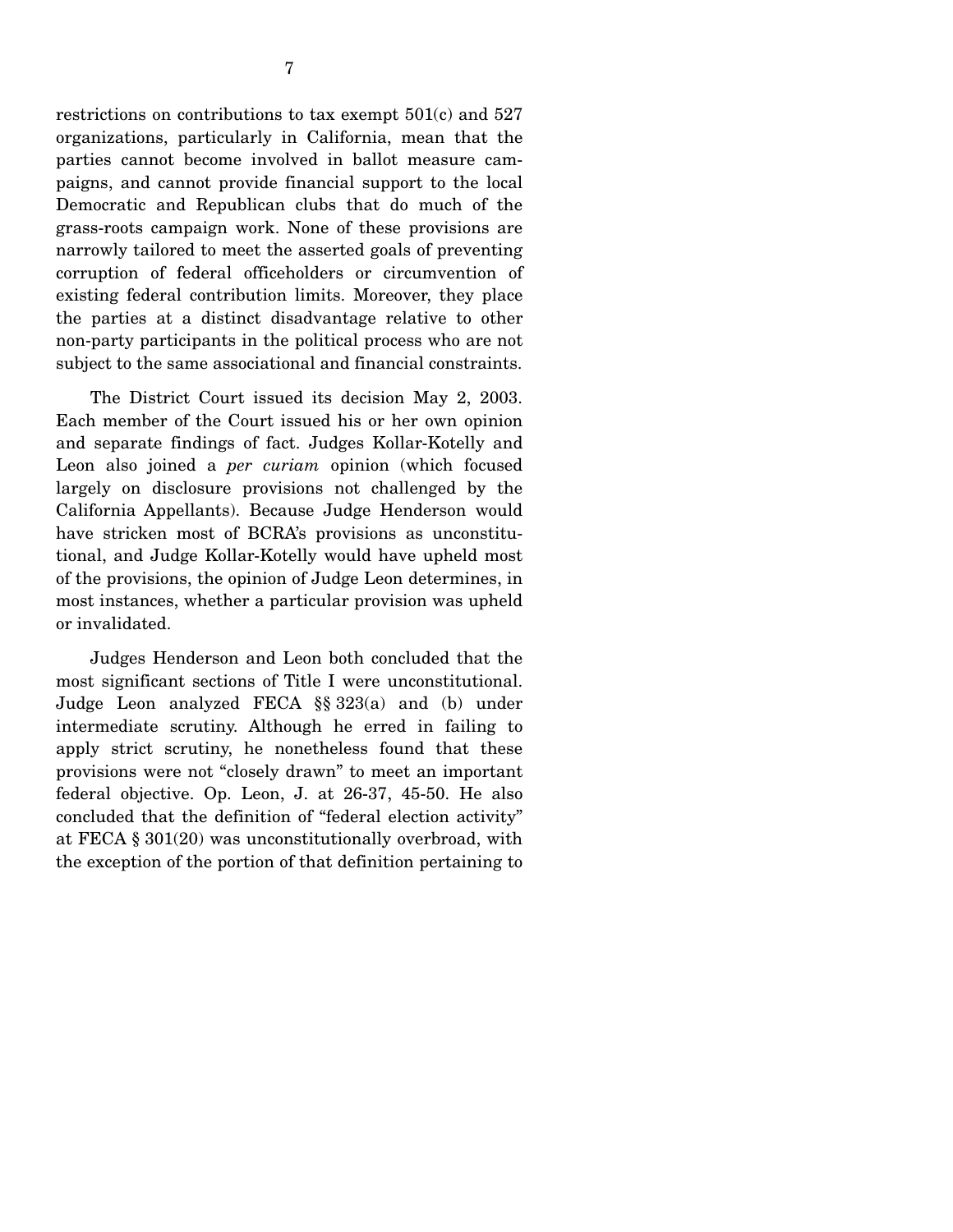restrictions on contributions to tax exempt 501(c) and 527 organizations, particularly in California, mean that the parties cannot become involved in ballot measure campaigns, and cannot provide financial support to the local Democratic and Republican clubs that do much of the grass-roots campaign work. None of these provisions are narrowly tailored to meet the asserted goals of preventing corruption of federal officeholders or circumvention of existing federal contribution limits. Moreover, they place the parties at a distinct disadvantage relative to other non-party participants in the political process who are not subject to the same associational and financial constraints.

The District Court issued its decision May 2, 2003. Each member of the Court issued his or her own opinion and separate findings of fact. Judges Kollar-Kotelly and Leon also joined a *per curiam* opinion (which focused largely on disclosure provisions not challenged by the California Appellants). Because Judge Henderson would have stricken most of BCRA's provisions as unconstitutional, and Judge Kollar-Kotelly would have upheld most of the provisions, the opinion of Judge Leon determines, in most instances, whether a particular provision was upheld or invalidated.

Judges Henderson and Leon both concluded that the most significant sections of Title I were unconstitutional. Judge Leon analyzed FECA §§ 323(a) and (b) under intermediate scrutiny. Although he erred in failing to apply strict scrutiny, he nonetheless found that these provisions were not "closely drawn" to meet an important federal objective. Op. Leon, J. at 26-37, 45-50. He also concluded that the definition of "federal election activity" at FECA § 301(20) was unconstitutionally overbroad, with the exception of the portion of that definition pertaining to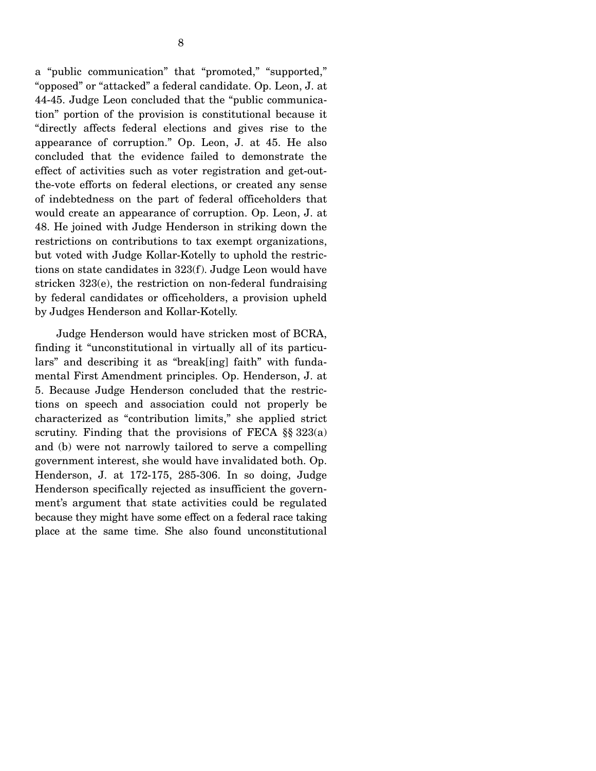a "public communication" that "promoted," "supported," "opposed" or "attacked" a federal candidate. Op. Leon, J. at 44-45. Judge Leon concluded that the "public communication" portion of the provision is constitutional because it "directly affects federal elections and gives rise to the appearance of corruption." Op. Leon, J. at 45. He also concluded that the evidence failed to demonstrate the effect of activities such as voter registration and get-out-the-vote efforts on federal elections, or created any sense of indebtedness on the part of federal officeholders that would create an appearance of corruption. Op. Leon, J. at 48. He joined with Judge Henderson in striking down the restrictions on contributions to tax exempt organizations, but voted with Judge Kollar-Kotelly to uphold the restrictions on state candidates in 323(f). Judge Leon would have stricken 323(e), the restriction on non-federal fundraising by federal candidates or officeholders, a provision upheld by Judges Henderson and Kollar-Kotelly.

Judge Henderson would have stricken most of BCRA, finding it "unconstitutional in virtually all of its particulars" and describing it as "break[ing] faith" with fundamental First Amendment principles. Op. Henderson, J. at 5. Because Judge Henderson concluded that the restrictions on speech and association could not properly be characterized as "contribution limits," she applied strict scrutiny. Finding that the provisions of FECA §§ 323(a) and (b) were not narrowly tailored to serve a compelling government interest, she would have invalidated both. Op. Henderson, J. at 172-175, 285-306. In so doing, Judge Henderson specifically rejected as insufficient the government's argument that state activities could be regulated because they might have some effect on a federal race taking place at the same time. She also found unconstitutional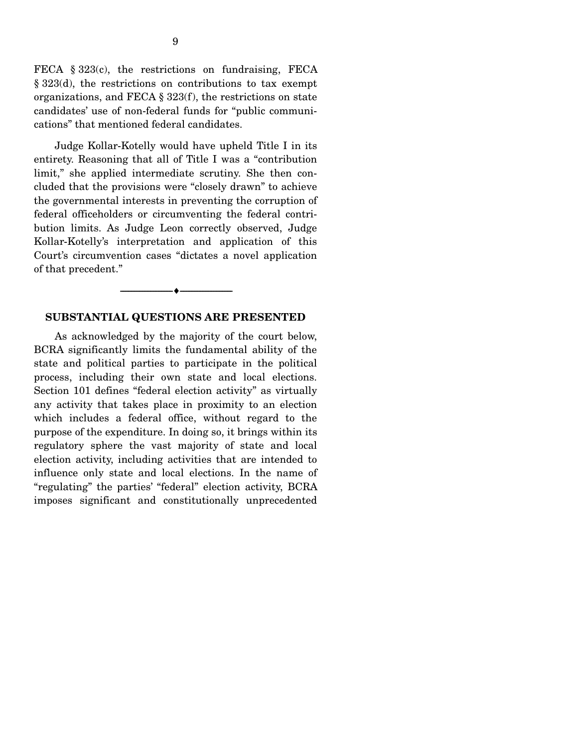FECA § 323(c), the restrictions on fundraising, FECA § 323(d), the restrictions on contributions to tax exempt organizations, and FECA § 323(f), the restrictions on state candidates' use of non-federal funds for "public communications" that mentioned federal candidates.

Judge Kollar-Kotelly would have upheld Title I in its entirety. Reasoning that all of Title I was a "contribution limit," she applied intermediate scrutiny. She then concluded that the provisions were "closely drawn" to achieve the governmental interests in preventing the corruption of federal officeholders or circumventing the federal contribution limits. As Judge Leon correctly observed, Judge Kollar-Kotelly's interpretation and application of this Court's circumvention cases "dictates a novel application of that precedent."

---

## SUBSTANTIAL QUESTIONS ARE PRESENTED

As acknowledged by the majority of the court below, BCRA significantly limits the fundamental ability of the state and political parties to participate in the political process, including their own state and local elections. Section 101 defines "federal election activity" as virtually any activity that takes place in proximity to an election which includes a federal office, without regard to the purpose of the expenditure. In doing so, it brings within its regulatory sphere the vast majority of state and local election activity, including activities that are intended to influence only state and local elections. In the name of "regulating" the parties' "federal" election activity, BCRA imposes significant and constitutionally unprecedented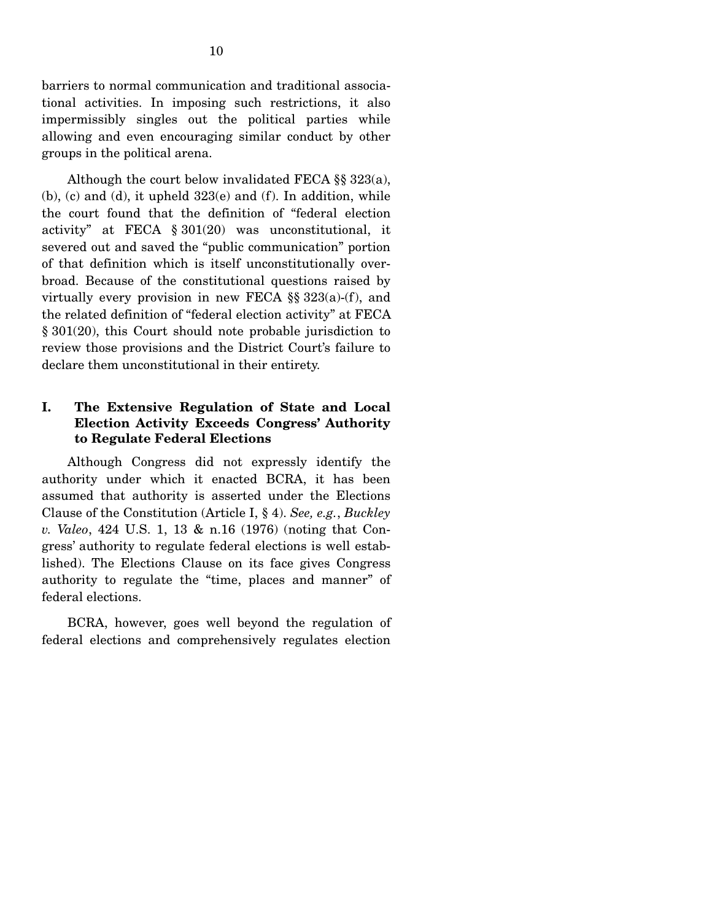barriers to normal communication and traditional associational activities. In imposing such restrictions, it also impermissibly singles out the political parties while allowing and even encouraging similar conduct by other groups in the political arena.

Although the court below invalidated FECA §§ 323(a), (b), (c) and (d), it upheld 323(e) and (f). In addition, while the court found that the definition of "federal election activity" at FECA § 301(20) was unconstitutional, it severed out and saved the "public communication" portion of that definition which is itself unconstitutionally overbroad. Because of the constitutional questions raised by virtually every provision in new FECA §§ 323(a)-(f), and the related definition of "federal election activity" at FECA § 301(20), this Court should note probable jurisdiction to review those provisions and the District Court's failure to declare them unconstitutional in their entirety.

## I. The Extensive Regulation of State and Local Election Activity Exceeds Congress' Authority to Regulate Federal Elections

Although Congress did not expressly identify the authority under which it enacted BCRA, it has been assumed that authority is asserted under the Elections Clause of the Constitution (Article I, § 4). *See, e.g.*, *Buckley v. Valeo*, 424 U.S. 1, 13 & n.16 (1976) (noting that Congress' authority to regulate federal elections is well established). The Elections Clause on its face gives Congress authority to regulate the "time, places and manner" of federal elections.

BCRA, however, goes well beyond the regulation of federal elections and comprehensively regulates election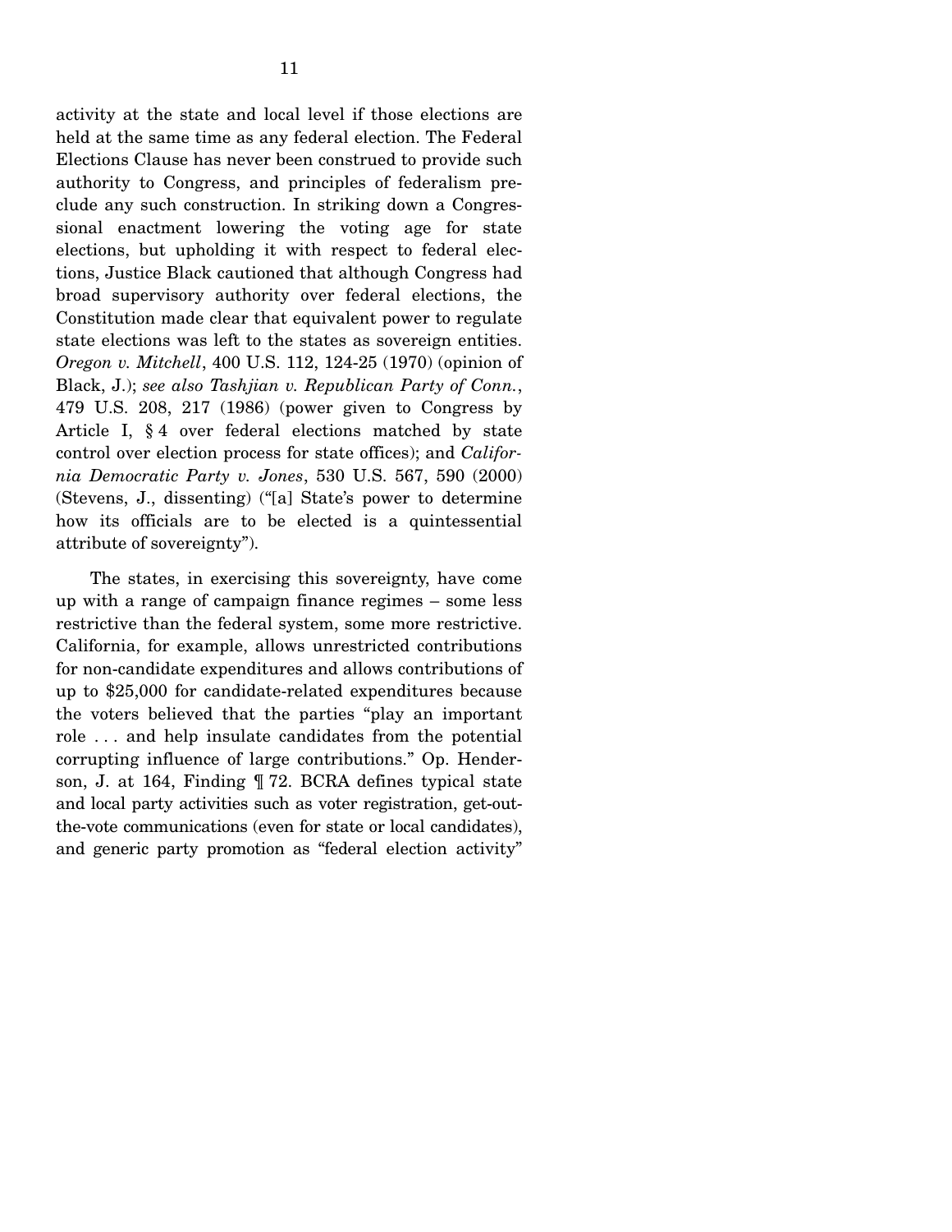activity at the state and local level if those elections are held at the same time as any federal election. The Federal Elections Clause has never been construed to provide such authority to Congress, and principles of federalism preclude any such construction. In striking down a Congressional enactment lowering the voting age for state elections, but upholding it with respect to federal elections, Justice Black cautioned that although Congress had broad supervisory authority over federal elections, the Constitution made clear that equivalent power to regulate state elections was left to the states as sovereign entities. *Oregon v. Mitchell*, 400 U.S. 112, 124-25 (1970) (opinion of Black, J.); *see also Tashjian v. Republican Party of Conn.*, 479 U.S. 208, 217 (1986) (power given to Congress by Article I, § 4 over federal elections matched by state control over election process for state offices); and *California Democratic Party v. Jones*, 530 U.S. 567, 590 (2000) (Stevens, J., dissenting) ("[a] State's power to determine how its officials are to be elected is a quintessential attribute of sovereignty").

The states, in exercising this sovereignty, have come up with a range of campaign finance regimes – some less restrictive than the federal system, some more restrictive. California, for example, allows unrestricted contributions for non-candidate expenditures and allows contributions of up to $25,000 for candidate-related expenditures because the voters believed that the parties "play an important role . . . and help insulate candidates from the potential corrupting influence of large contributions." Op. Henderson, J. at 164, Finding ¶ 72. BCRA defines typical state and local party activities such as voter registration, get-out-the-vote communications (even for state or local candidates), and generic party promotion as "federal election activity"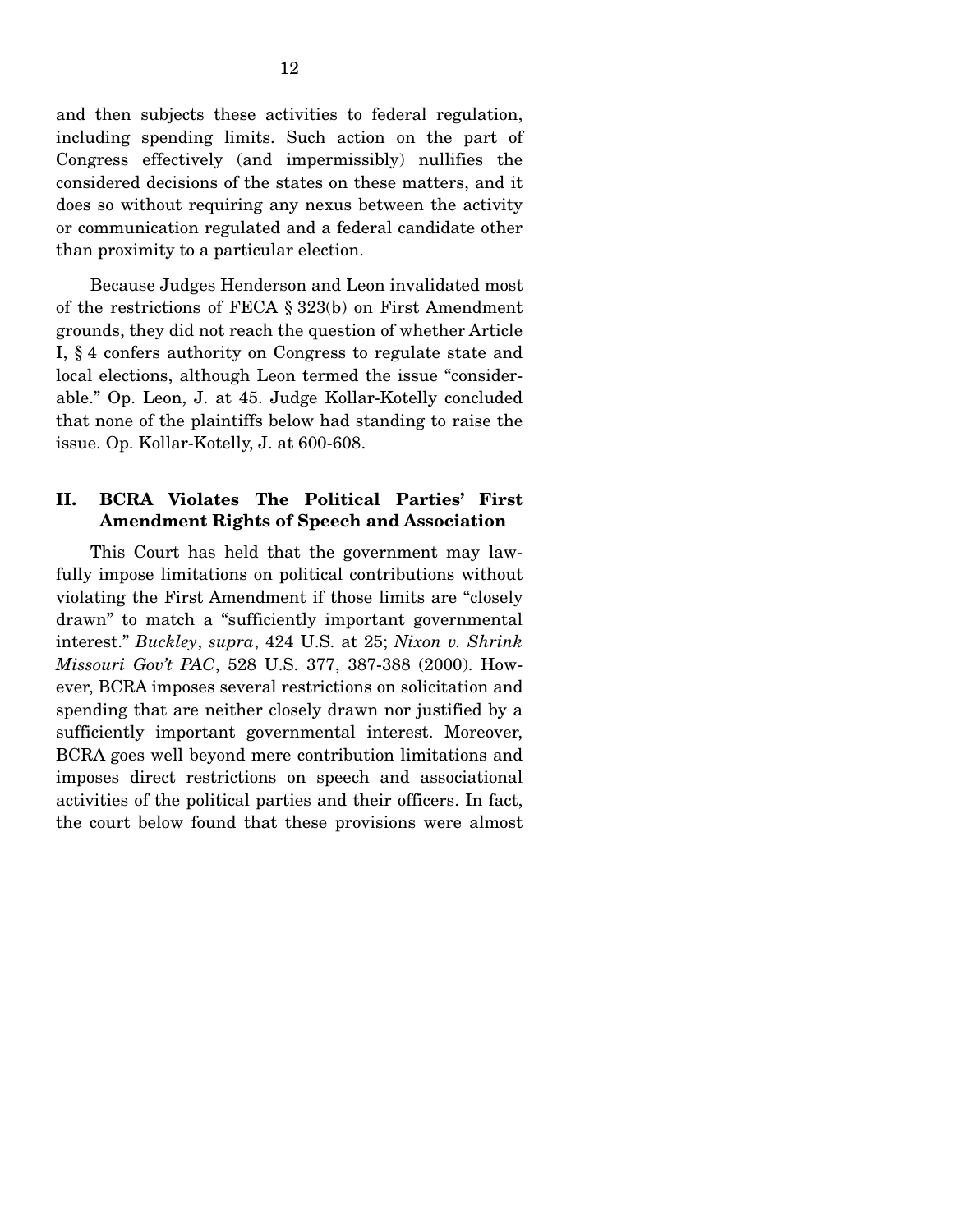and then subjects these activities to federal regulation, including spending limits. Such action on the part of Congress effectively (and impermissibly) nullifies the considered decisions of the states on these matters, and it does so without requiring any nexus between the activity or communication regulated and a federal candidate other than proximity to a particular election.

Because Judges Henderson and Leon invalidated most of the restrictions of FECA § 323(b) on First Amendment grounds, they did not reach the question of whether Article I, § 4 confers authority on Congress to regulate state and local elections, although Leon termed the issue "considerable." Op. Leon, J. at 45. Judge Kollar-Kotelly concluded that none of the plaintiffs below had standing to raise the issue. Op. Kollar-Kotelly, J. at 600-608.

## II. BCRA Violates The Political Parties' First Amendment Rights of Speech and Association

This Court has held that the government may lawfully impose limitations on political contributions without violating the First Amendment if those limits are "closely drawn" to match a "sufficiently important governmental interest." *Buckley*, *supra*, 424 U.S. at 25; *Nixon v. Shrink Missouri Gov't PAC*, 528 U.S. 377, 387-388 (2000). However, BCRA imposes several restrictions on solicitation and spending that are neither closely drawn nor justified by a sufficiently important governmental interest. Moreover, BCRA goes well beyond mere contribution limitations and imposes direct restrictions on speech and associational activities of the political parties and their officers. In fact, the court below found that these provisions were almost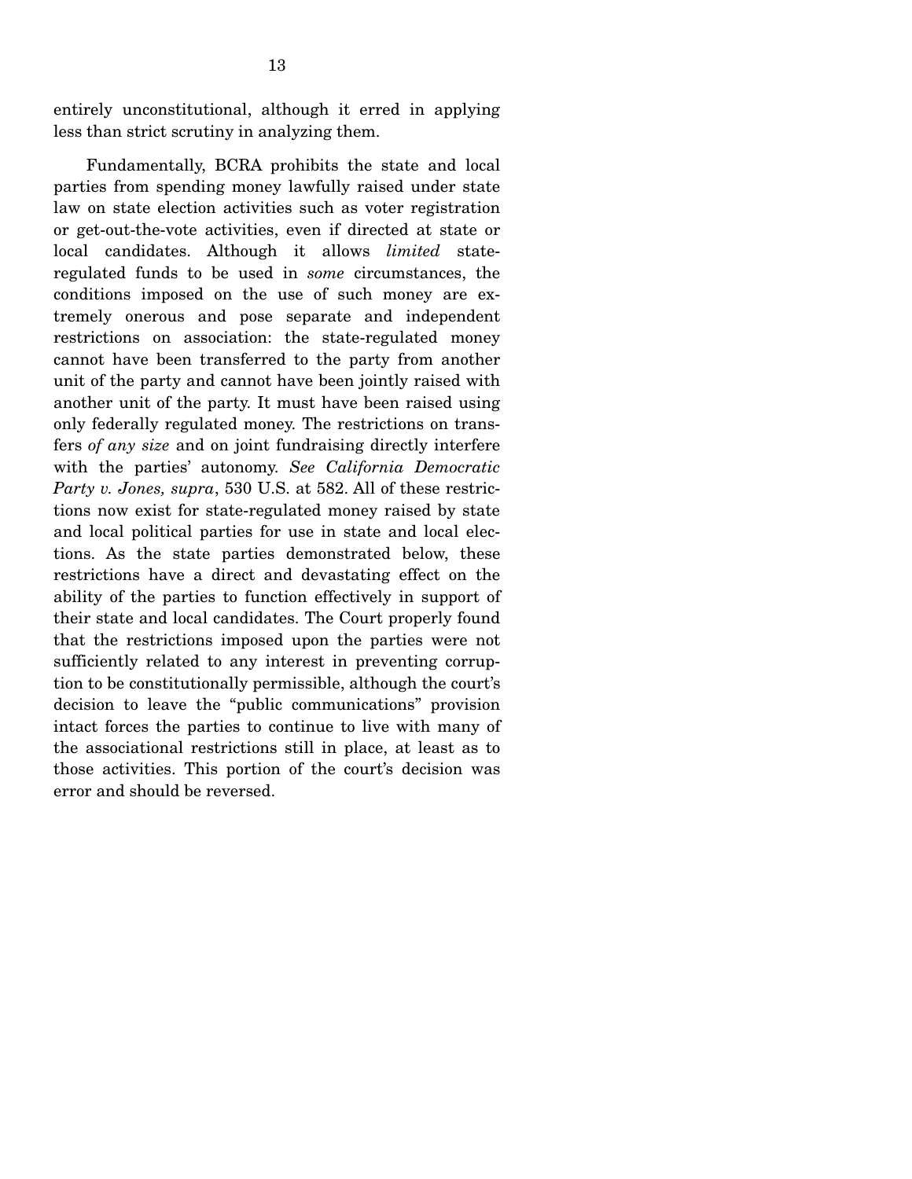entirely unconstitutional, although it erred in applying less than strict scrutiny in analyzing them.

Fundamentally, BCRA prohibits the state and local parties from spending money lawfully raised under state law on state election activities such as voter registration or get-out-the-vote activities, even if directed at state or local candidates. Although it allows *limited* state-regulated funds to be used in *some* circumstances, the conditions imposed on the use of such money are extremely onerous and pose separate and independent restrictions on association: the state-regulated money cannot have been transferred to the party from another unit of the party and cannot have been jointly raised with another unit of the party. It must have been raised using only federally regulated money. The restrictions on transfers *of any size* and on joint fundraising directly interfere with the parties' autonomy. *See California Democratic Party v. Jones, supra*, 530 U.S. at 582. All of these restrictions now exist for state-regulated money raised by state and local political parties for use in state and local elections. As the state parties demonstrated below, these restrictions have a direct and devastating effect on the ability of the parties to function effectively in support of their state and local candidates. The Court properly found that the restrictions imposed upon the parties were not sufficiently related to any interest in preventing corruption to be constitutionally permissible, although the court's decision to leave the "public communications" provision intact forces the parties to continue to live with many of the associational restrictions still in place, at least as to those activities. This portion of the court's decision was error and should be reversed.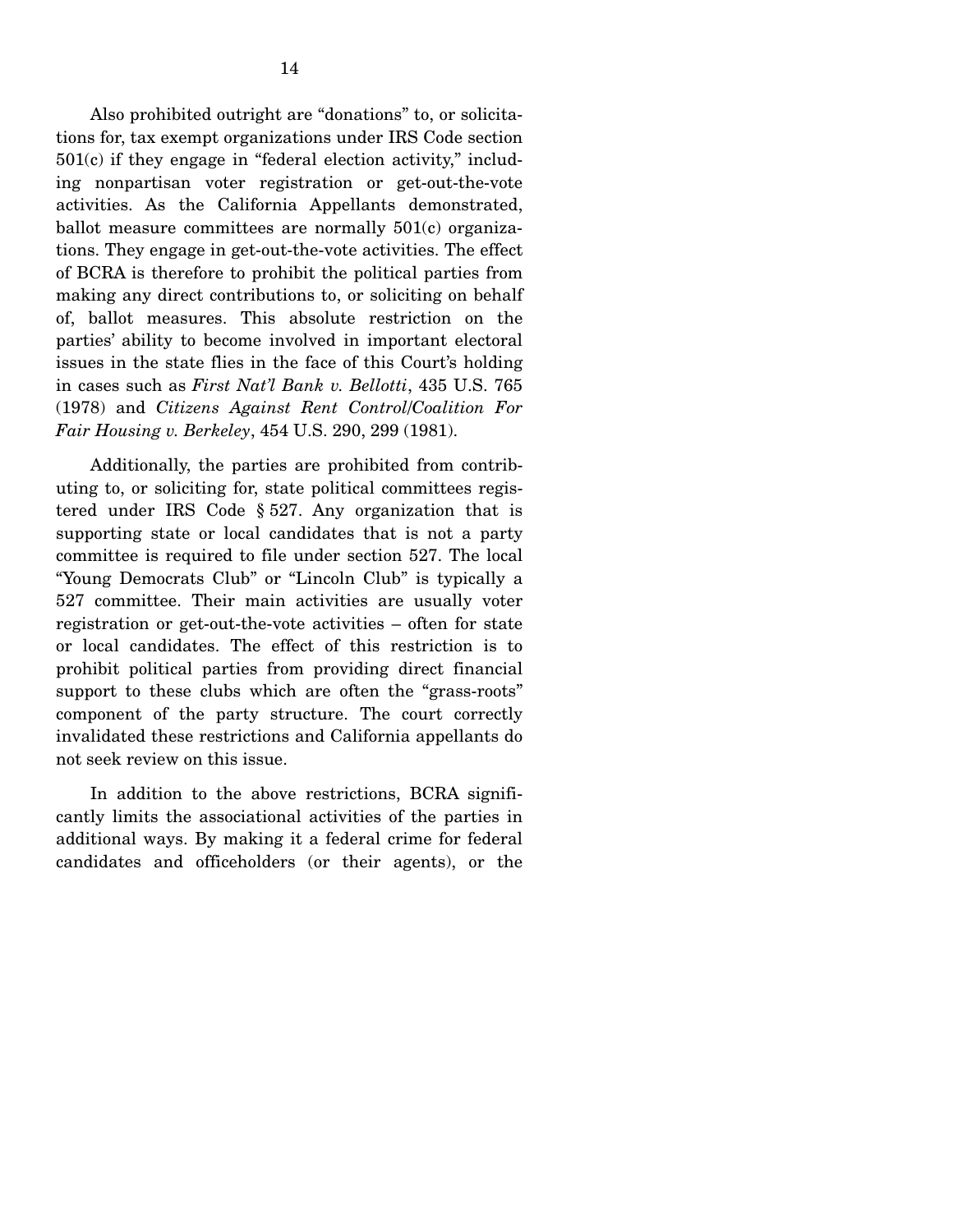Also prohibited outright are "donations" to, or solicitations for, tax exempt organizations under IRS Code section 501(c) if they engage in "federal election activity," including nonpartisan voter registration or get-out-the-vote activities. As the California Appellants demonstrated, ballot measure committees are normally 501(c) organizations. They engage in get-out-the-vote activities. The effect of BCRA is therefore to prohibit the political parties from making any direct contributions to, or soliciting on behalf of, ballot measures. This absolute restriction on the parties' ability to become involved in important electoral issues in the state flies in the face of this Court's holding in cases such as *First Nat'l Bank v. Bellotti*, 435 U.S. 765 (1978) and *Citizens Against Rent Control/Coalition For Fair Housing v. Berkeley*, 454 U.S. 290, 299 (1981).

Additionally, the parties are prohibited from contributing to, or soliciting for, state political committees registered under IRS Code § 527. Any organization that is supporting state or local candidates that is not a party committee is required to file under section 527. The local "Young Democrats Club" or "Lincoln Club" is typically a 527 committee. Their main activities are usually voter registration or get-out-the-vote activities – often for state or local candidates. The effect of this restriction is to prohibit political parties from providing direct financial support to these clubs which are often the "grass-roots" component of the party structure. The court correctly invalidated these restrictions and California appellants do not seek review on this issue.

In addition to the above restrictions, BCRA significantly limits the associational activities of the parties in additional ways. By making it a federal crime for federal candidates and officeholders (or their agents), or the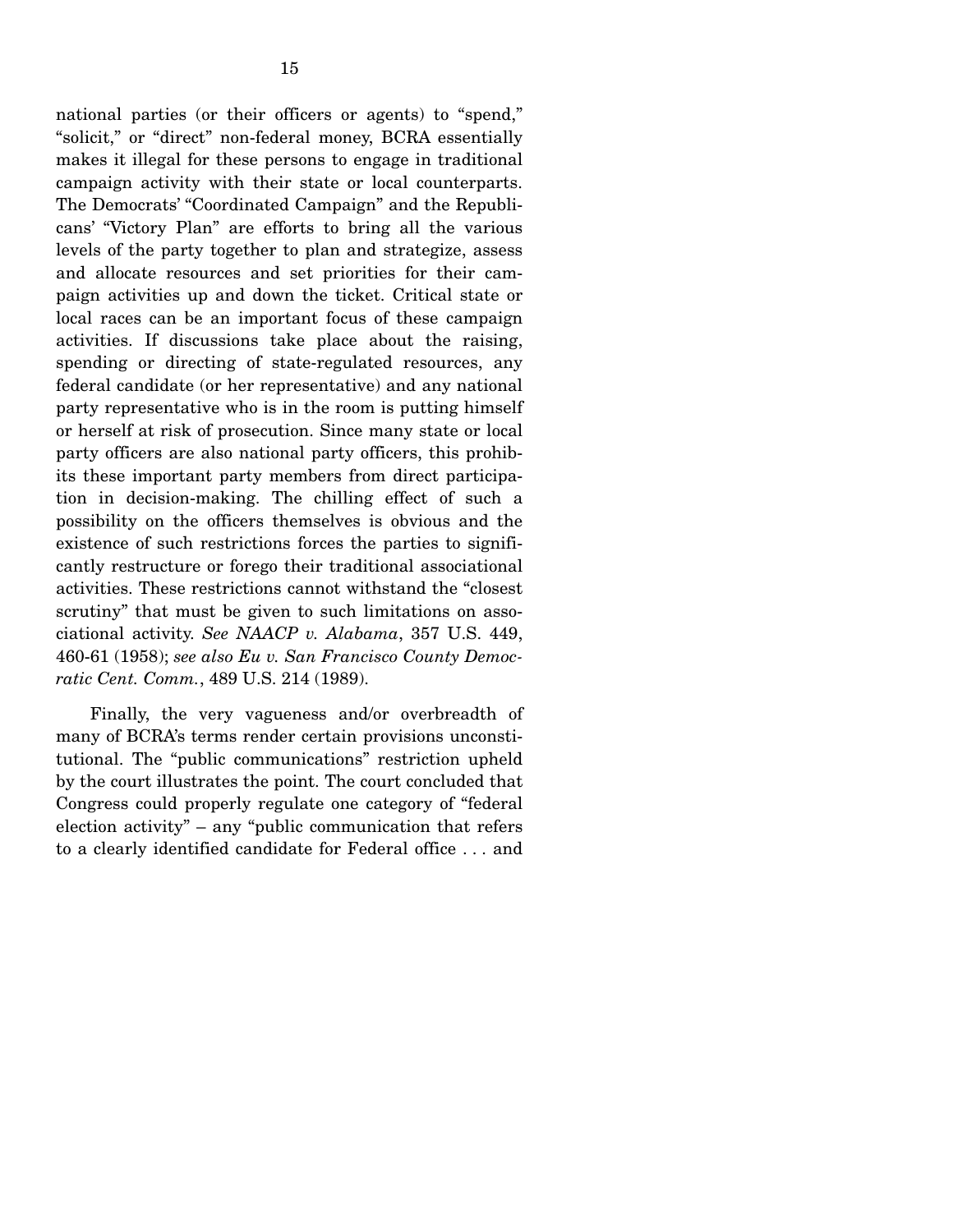national parties (or their officers or agents) to "spend," "solicit," or "direct" non-federal money, BCRA essentially makes it illegal for these persons to engage in traditional campaign activity with their state or local counterparts. The Democrats' "Coordinated Campaign" and the Republicans' "Victory Plan" are efforts to bring all the various levels of the party together to plan and strategize, assess and allocate resources and set priorities for their campaign activities up and down the ticket. Critical state or local races can be an important focus of these campaign activities. If discussions take place about the raising, spending or directing of state-regulated resources, any federal candidate (or her representative) and any national party representative who is in the room is putting himself or herself at risk of prosecution. Since many state or local party officers are also national party officers, this prohibits these important party members from direct participation in decision-making. The chilling effect of such a possibility on the officers themselves is obvious and the existence of such restrictions forces the parties to significantly restructure or forego their traditional associational activities. These restrictions cannot withstand the "closest scrutiny" that must be given to such limitations on associational activity. *See NAACP v. Alabama*, 357 U.S. 449, 460-61 (1958); *see also Eu v. San Francisco County Democratic Cent. Comm.*, 489 U.S. 214 (1989).

Finally, the very vagueness and/or overbreadth of many of BCRA's terms render certain provisions unconstitutional. The "public communications" restriction upheld by the court illustrates the point. The court concluded that Congress could properly regulate one category of "federal election activity" – any "public communication that refers to a clearly identified candidate for Federal office . . . and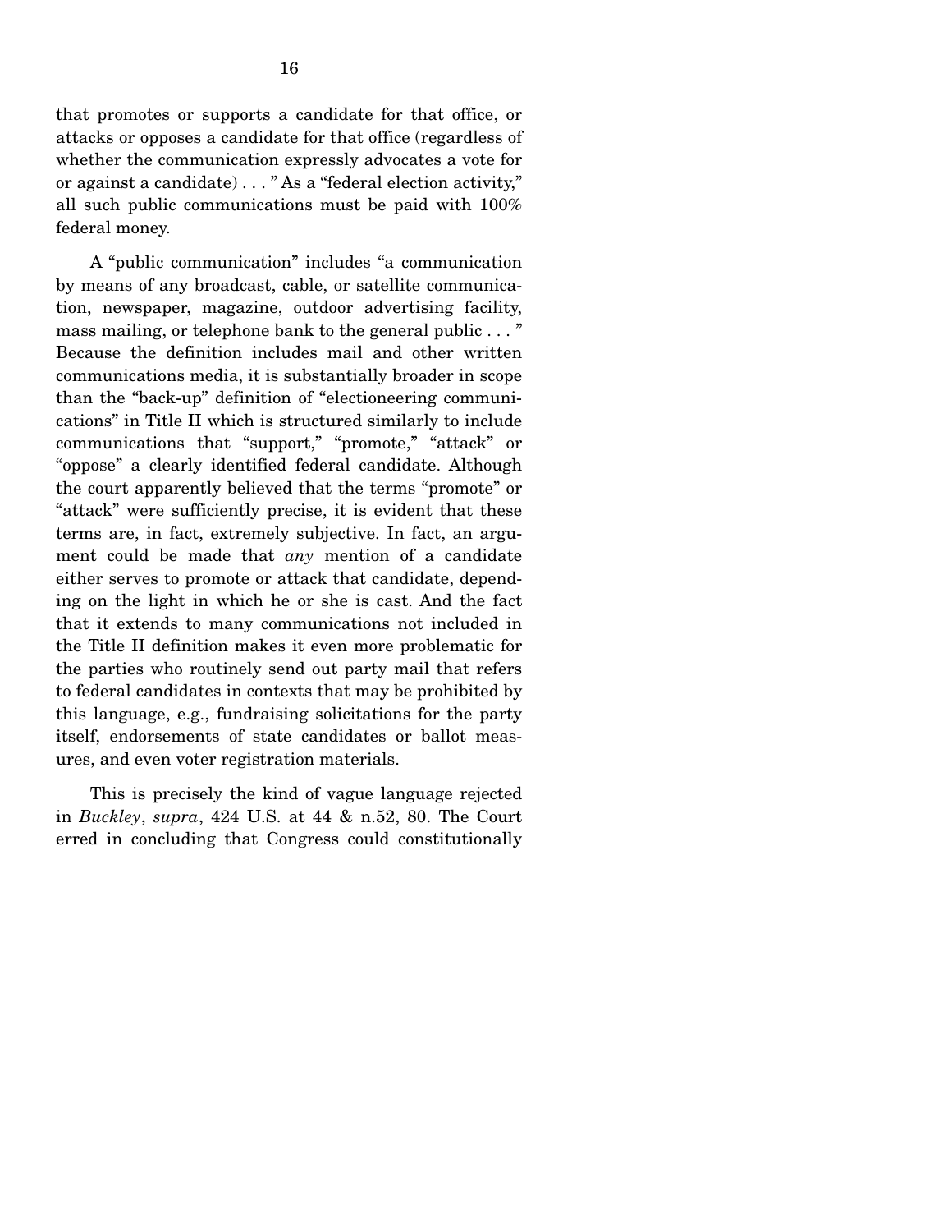that promotes or supports a candidate for that office, or attacks or opposes a candidate for that office (regardless of whether the communication expressly advocates a vote for or against a candidate) . . . " As a "federal election activity," all such public communications must be paid with 100% federal money.

A "public communication" includes "a communication by means of any broadcast, cable, or satellite communication, newspaper, magazine, outdoor advertising facility, mass mailing, or telephone bank to the general public . . . " Because the definition includes mail and other written communications media, it is substantially broader in scope than the "back-up" definition of "electioneering communications" in Title II which is structured similarly to include communications that "support," "promote," "attack" or "oppose" a clearly identified federal candidate. Although the court apparently believed that the terms "promote" or "attack" were sufficiently precise, it is evident that these terms are, in fact, extremely subjective. In fact, an argument could be made that *any* mention of a candidate either serves to promote or attack that candidate, depending on the light in which he or she is cast. And the fact that it extends to many communications not included in the Title II definition makes it even more problematic for the parties who routinely send out party mail that refers to federal candidates in contexts that may be prohibited by this language, e.g., fundraising solicitations for the party itself, endorsements of state candidates or ballot measures, and even voter registration materials.

This is precisely the kind of vague language rejected in *Buckley*, *supra*, 424 U.S. at 44 & n.52, 80. The Court erred in concluding that Congress could constitutionally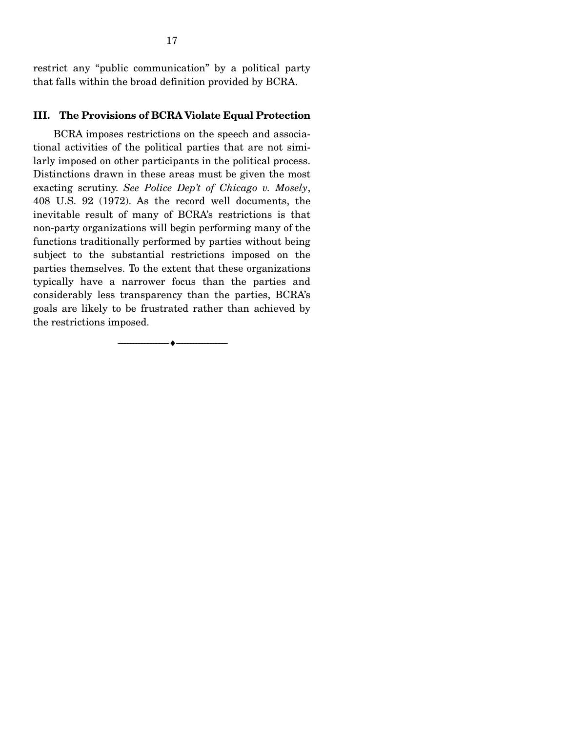restrict any "public communication" by a political party that falls within the broad definition provided by BCRA.

## III. The Provisions of BCRA Violate Equal Protection

BCRA imposes restrictions on the speech and associational activities of the political parties that are not similarly imposed on other participants in the political process. Distinctions drawn in these areas must be given the most exacting scrutiny. *See Police Dep't of Chicago v. Mosely*, 408 U.S. 92 (1972). As the record well documents, the inevitable result of many of BCRA's restrictions is that non-party organizations will begin performing many of the functions traditionally performed by parties without being subject to the substantial restrictions imposed on the parties themselves. To the extent that these organizations typically have a narrower focus than the parties and considerably less transparency than the parties, BCRA's goals are likely to be frustrated rather than achieved by the restrictions imposed.

---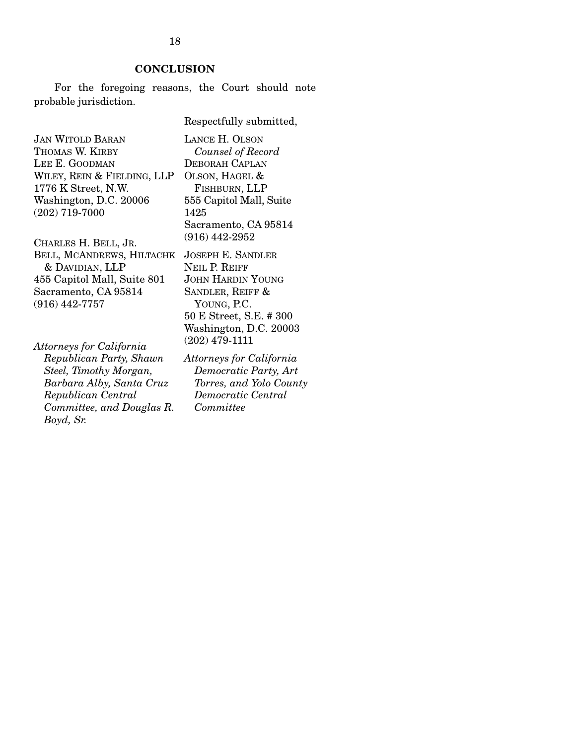## CONCLUSION

For the foregoing reasons, the Court should note probable jurisdiction.

Respectfully submitted,

LANCE H. OLSON
*Counsel of Record*
DEBORAH CAPLAN
OLSON, HAGEL & FISHBURN, LLP
555 Capitol Mall, Suite 1425
Sacramento, CA 95814
(916) 442-2952

JOSEPH E. SANDLER
NEIL P. REIFF
JOHN HARDIN YOUNG
SANDLER, REIFF & YOUNG, P.C.
50 E Street, S.E. # 300
Washington, D.C. 20003
(202) 479-1111

*Attorneys for California Democratic Party, Art Torres, and Yolo County Democratic Central Committee*

JAN WITOLD BARAN
THOMAS W. KIRBY
LEE E. GOODMAN
WILEY, REIN & FIELDING, LLP
1776 K Street, N.W.
Washington, D.C. 20006
(202) 719-7000

CHARLES H. BELL, JR.
BELL, MCANDREWS, HILTACHK & DAVIDIAN, LLP
455 Capitol Mall, Suite 801
Sacramento, CA 95814
(916) 442-7757

*Attorneys for California Republican Party, Shawn Steel, Timothy Morgan, Barbara Alby, Santa Cruz Republican Central Committee, and Douglas R. Boyd, Sr.*